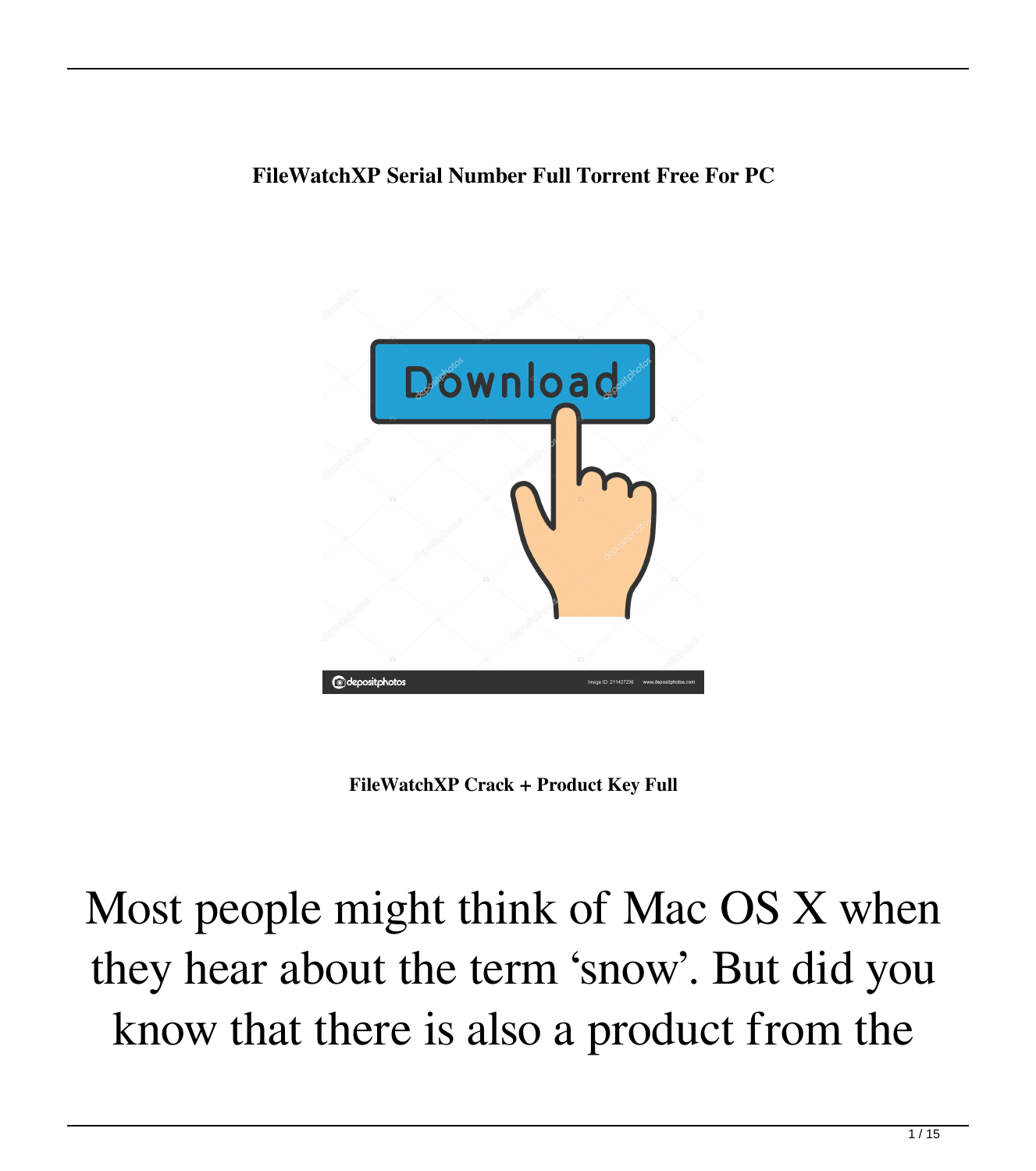**FileWatchXP Serial Number Full Torrent Free For PC**

**FileWatchXP Crack + Product Key Full**

# Most people might think of Mac OS X when they hear about the term 'snow'. But did you know that there is also a product from the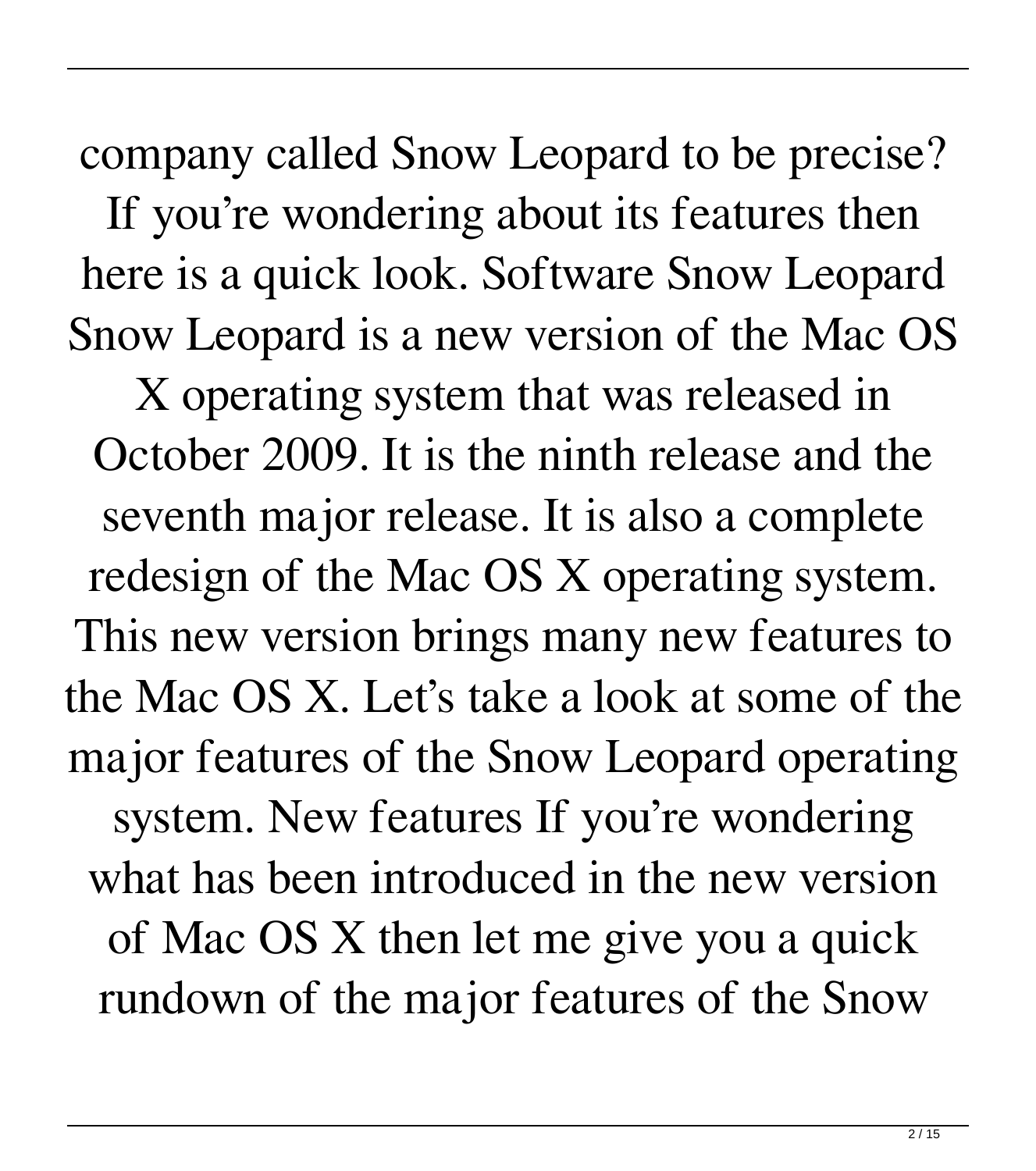company called Snow Leopard to be precise? If you're wondering about its features then here is a quick look. Software Snow Leopard Snow Leopard is a new version of the Mac OS X operating system that was released in October 2009. It is the ninth release and the seventh major release. It is also a complete redesign of the Mac OS X operating system. This new version brings many new features to the Mac OS X. Let's take a look at some of the major features of the Snow Leopard operating system. New features If you're wondering what has been introduced in the new version of Mac OS X then let me give you a quick rundown of the major features of the Snow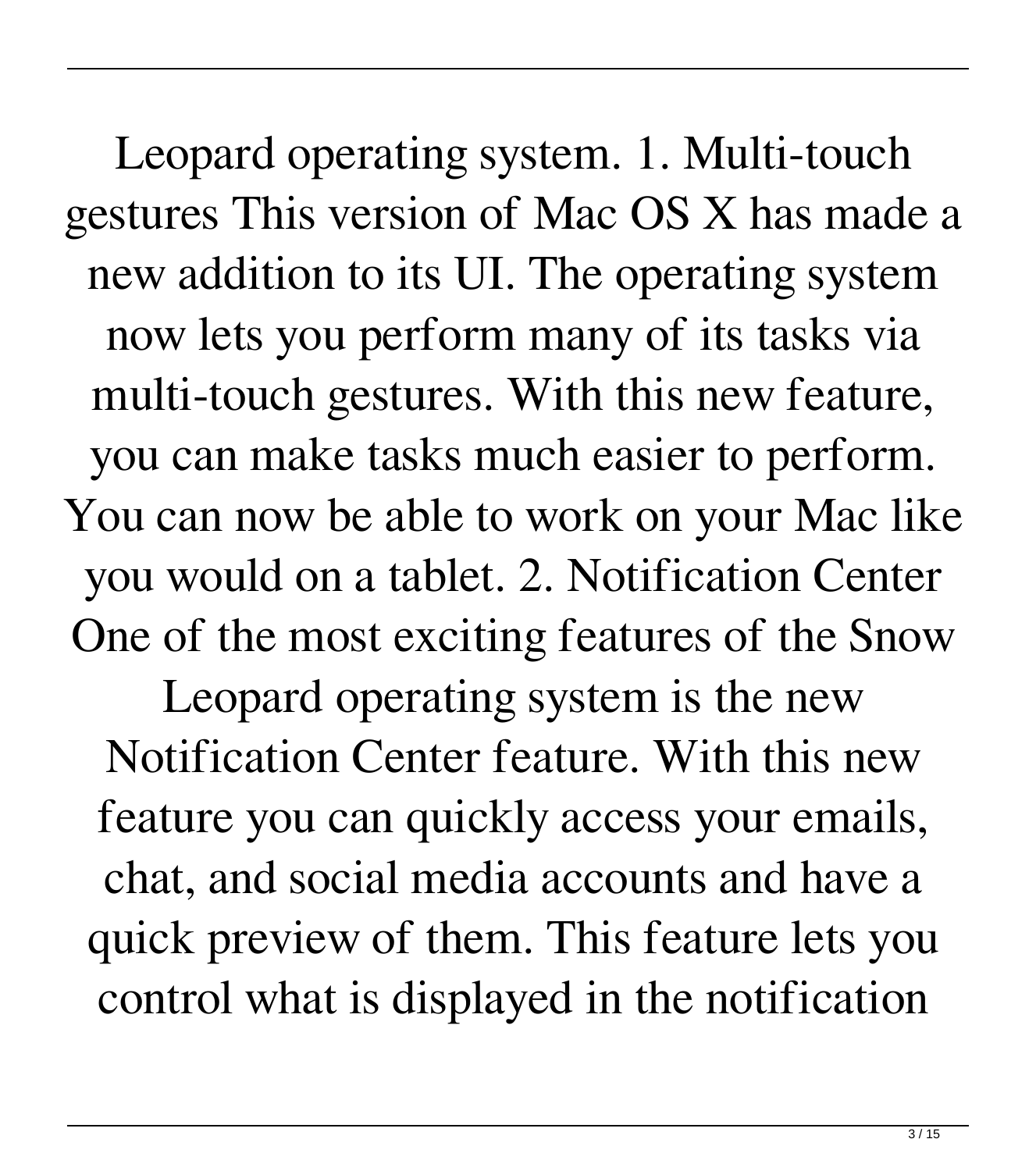Leopard operating system. 1. Multi-touch gestures This version of Mac OS X has made a new addition to its UI. The operating system now lets you perform many of its tasks via multi-touch gestures. With this new feature, you can make tasks much easier to perform. You can now be able to work on your Mac like you would on a tablet. 2. Notification Center One of the most exciting features of the Snow Leopard operating system is the new Notification Center feature. With this new feature you can quickly access your emails, chat, and social media accounts and have a quick preview of them. This feature lets you control what is displayed in the notification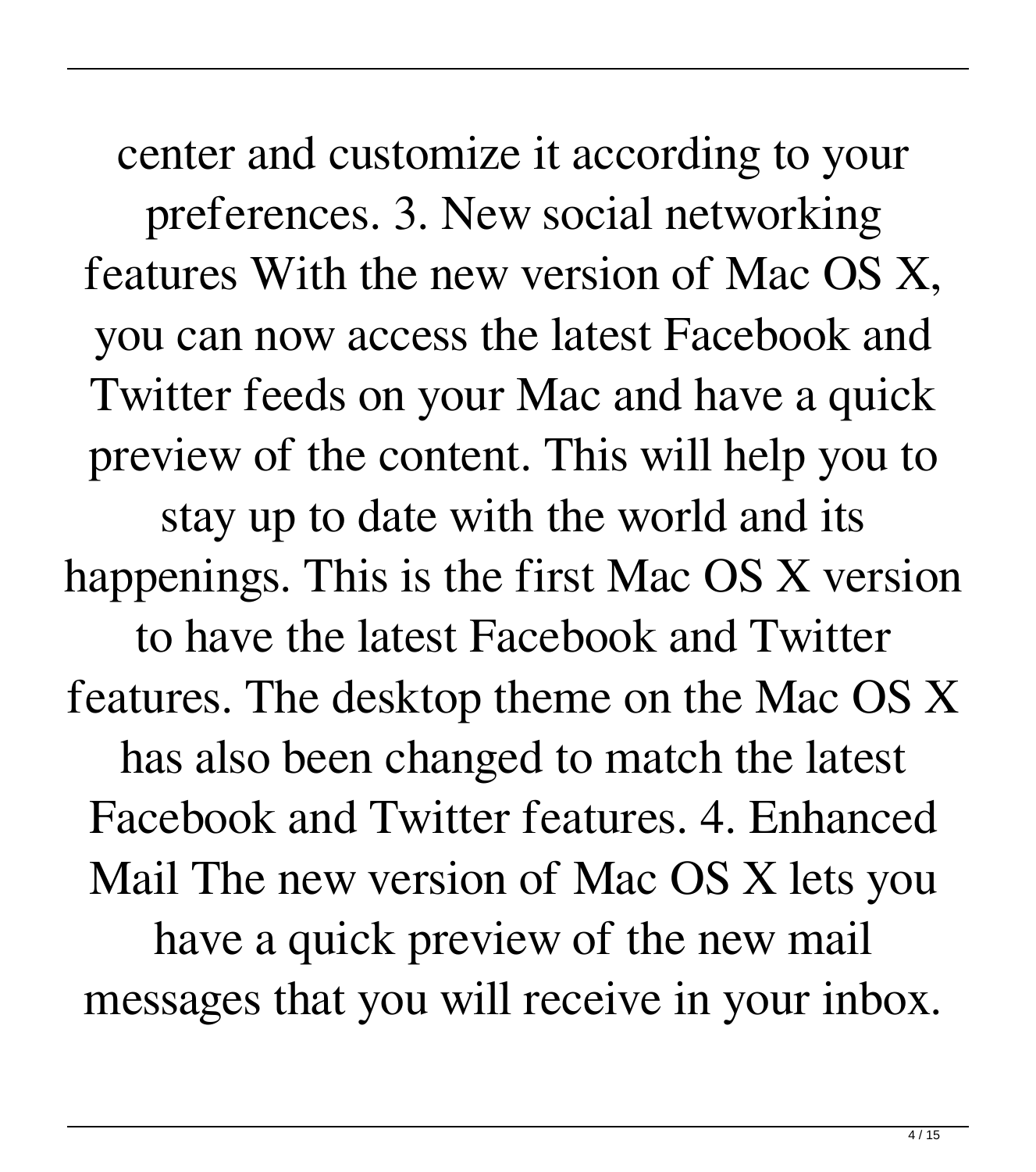center and customize it according to your preferences. 3. New social networking features With the new version of Mac OS X, you can now access the latest Facebook and Twitter feeds on your Mac and have a quick preview of the content. This will help you to stay up to date with the world and its happenings. This is the first Mac OS X version to have the latest Facebook and Twitter features. The desktop theme on the Mac OS X has also been changed to match the latest Facebook and Twitter features. 4. Enhanced Mail The new version of Mac OS X lets you have a quick preview of the new mail messages that you will receive in your inbox.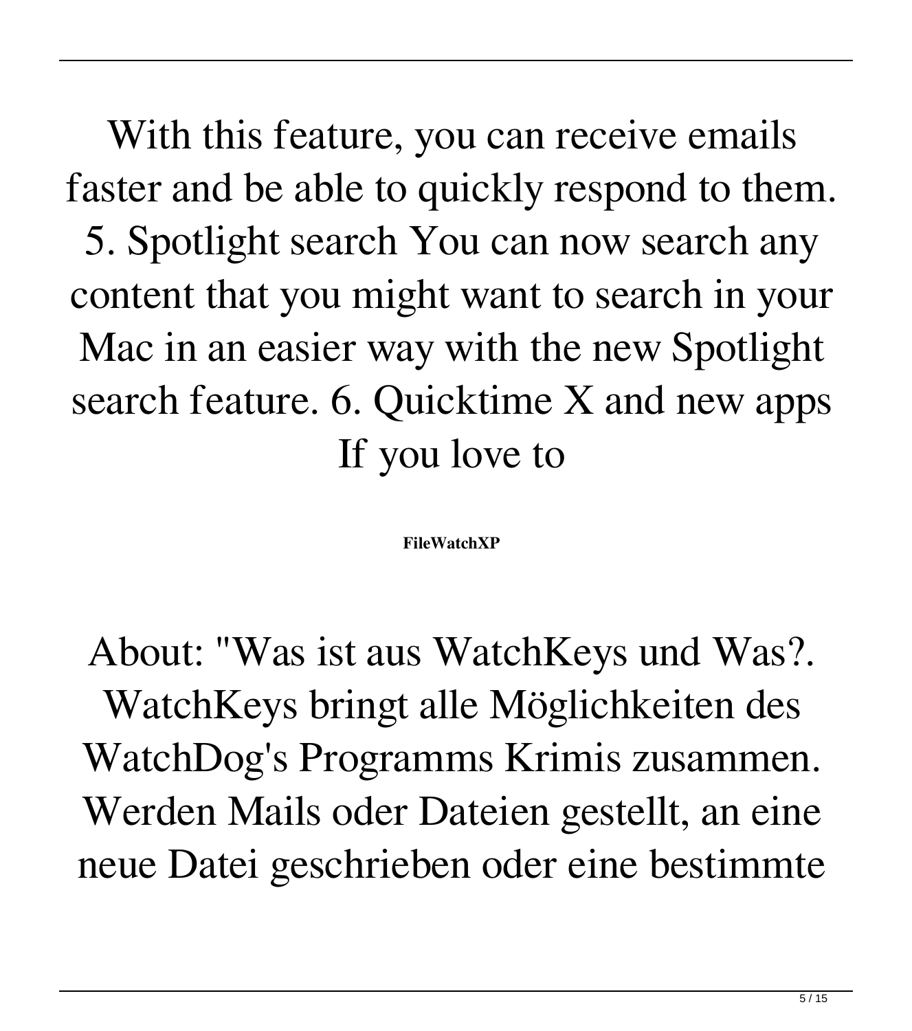With this feature, you can receive emails faster and be able to quickly respond to them. 5. Spotlight search You can now search any content that you might want to search in your Mac in an easier way with the new Spotlight search feature. 6. Quicktime X and new apps If you love to

**FileWatchXP**

About: "Was ist aus WatchKeys und Was?. WatchKeys bringt alle Möglichkeiten des WatchDog's Programms Krimis zusammen. Werden Mails oder Dateien gestellt, an eine neue Datei geschrieben oder eine bestimmte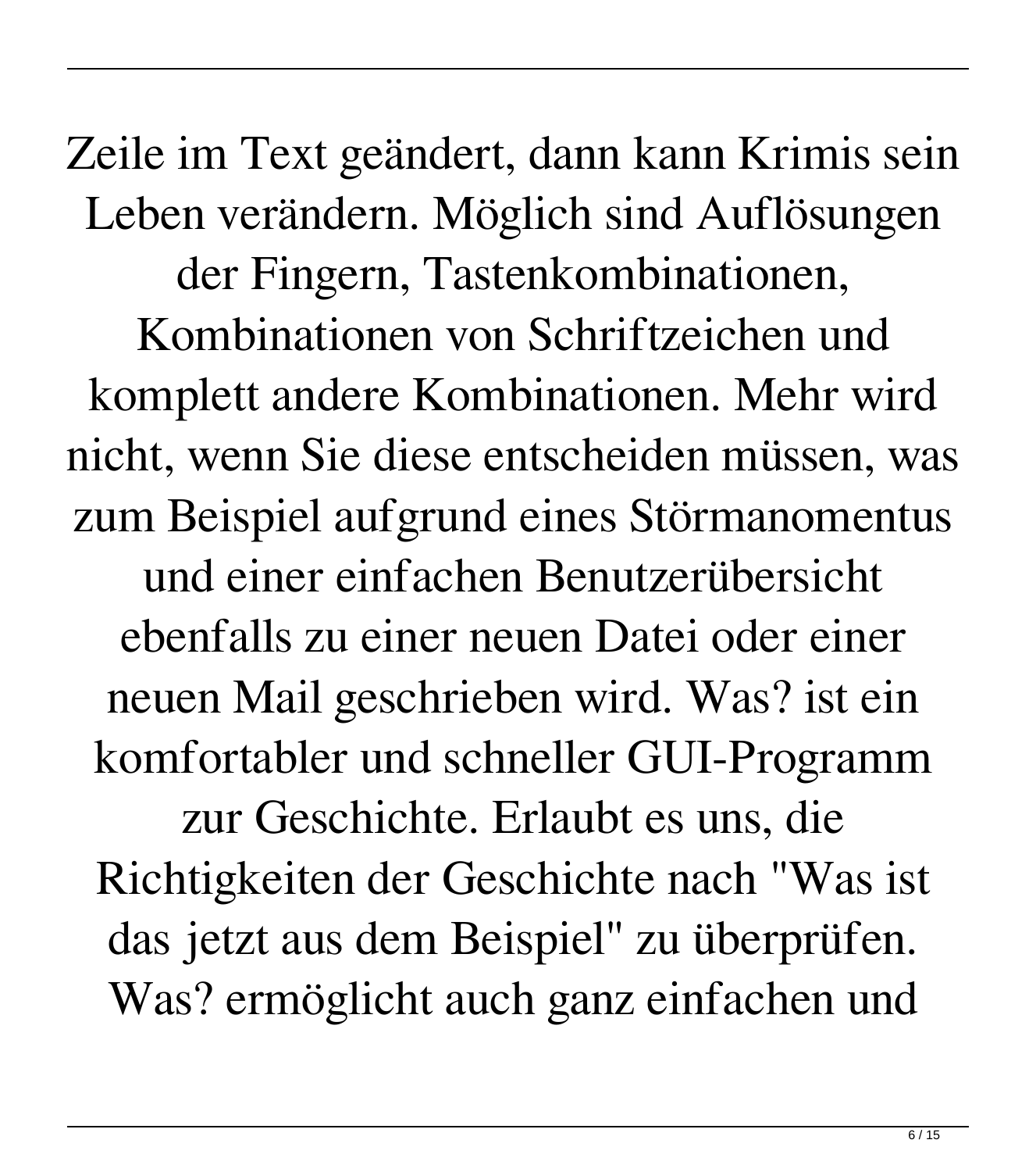Zeile im Text geändert, dann kann Krimis sein Leben verändern. Möglich sind Auflösungen der Fingern, Tastenkombinationen, Kombinationen von Schriftzeichen und komplett andere Kombinationen. Mehr wird nicht, wenn Sie diese entscheiden müssen, was zum Beispiel aufgrund eines Störmanomentus und einer einfachen Benutzerübersicht ebenfalls zu einer neuen Datei oder einer neuen Mail geschrieben wird. Was? ist ein komfortabler und schneller GUI-Programm zur Geschichte. Erlaubt es uns, die Richtigkeiten der Geschichte nach "Was ist das jetzt aus dem Beispiel" zu überprüfen. Was? ermöglicht auch ganz einfachen und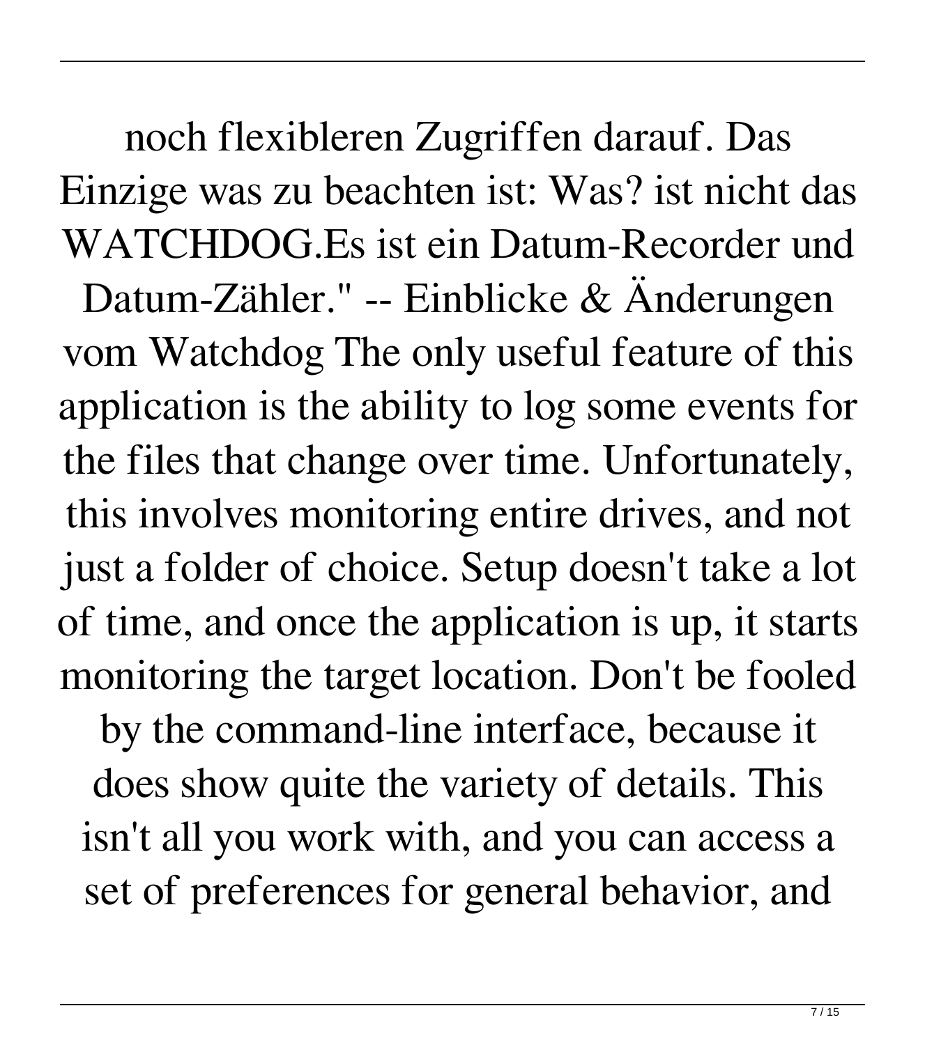noch flexibleren Zugriffen darauf. Das Einzige was zu beachten ist: Was? ist nicht das WATCHDOG.Es ist ein Datum-Recorder und Datum-Zähler." -- Einblicke & Änderungen vom Watchdog The only useful feature of this application is the ability to log some events for the files that change over time. Unfortunately, this involves monitoring entire drives, and not just a folder of choice. Setup doesn't take a lot of time, and once the application is up, it starts monitoring the target location. Don't be fooled by the command-line interface, because it does show quite the variety of details. This isn't all you work with, and you can access a set of preferences for general behavior, and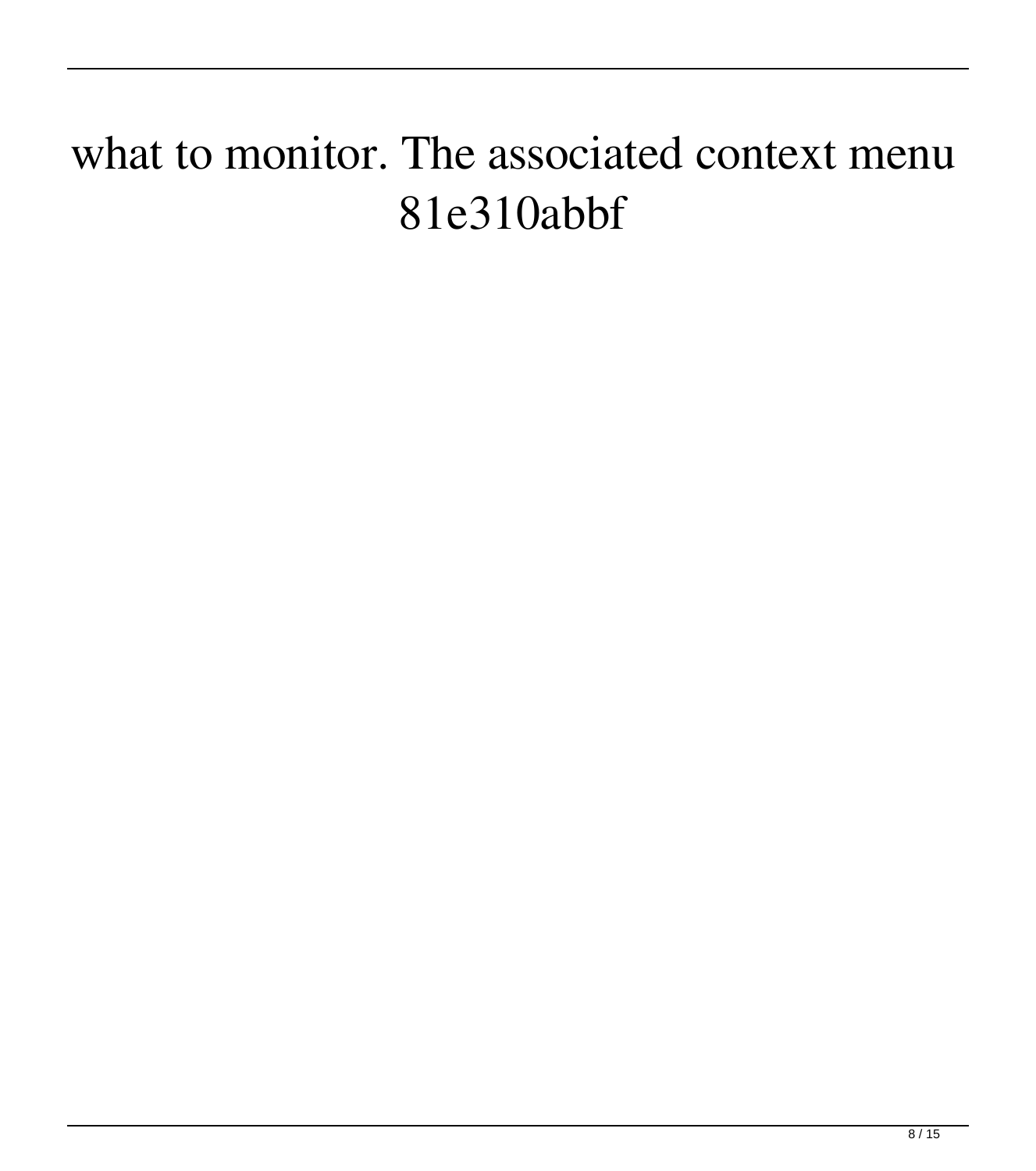what to monitor. The associated context menu
81e310abbf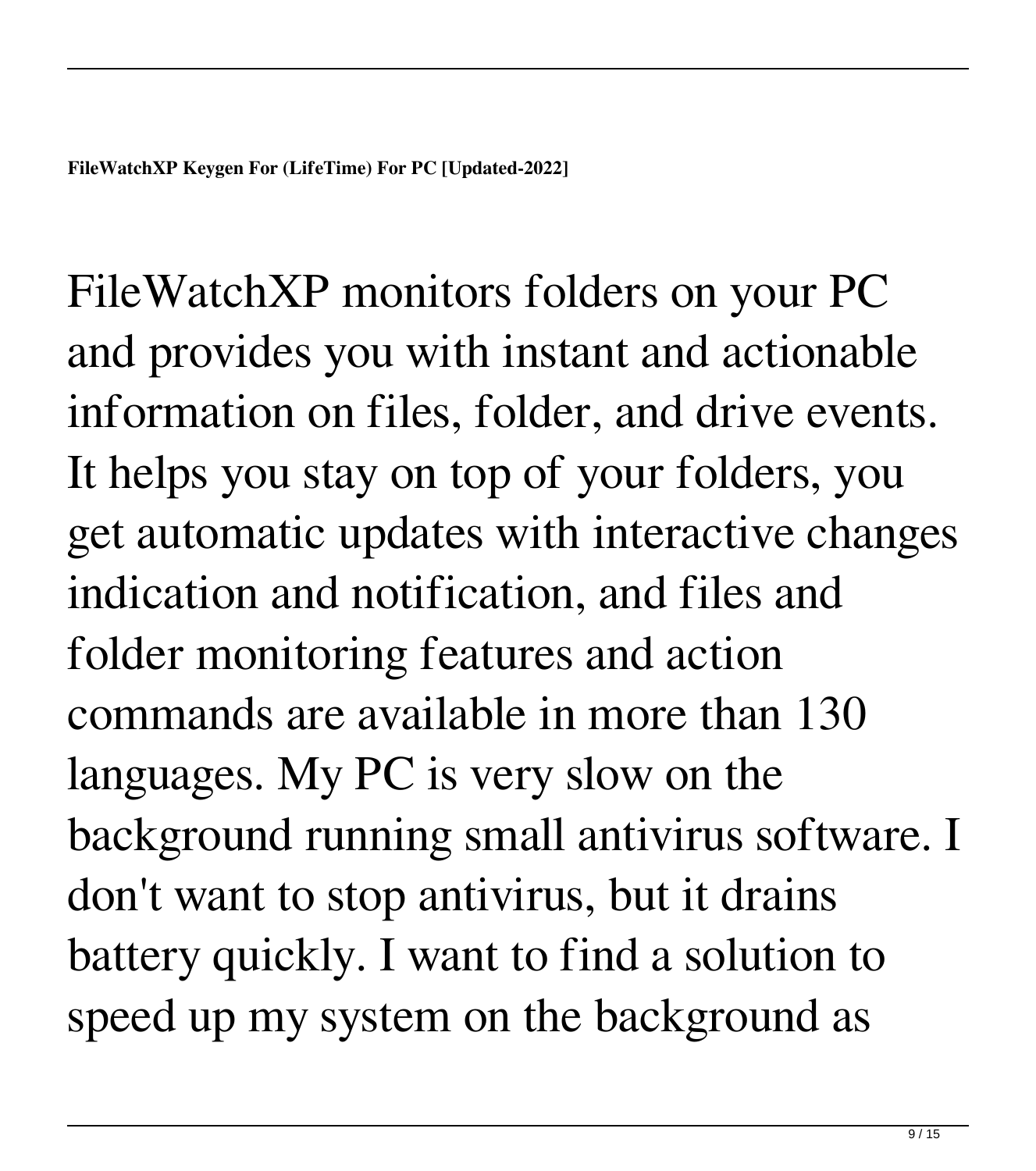FileWatchXP monitors folders on your PC and provides you with instant and actionable information on files, folder, and drive events. It helps you stay on top of your folders, you get automatic updates with interactive changes indication and notification, and files and folder monitoring features and action commands are available in more than 130 languages. My PC is very slow on the background running small antivirus software. I don't want to stop antivirus, but it drains battery quickly. I want to find a solution to speed up my system on the background as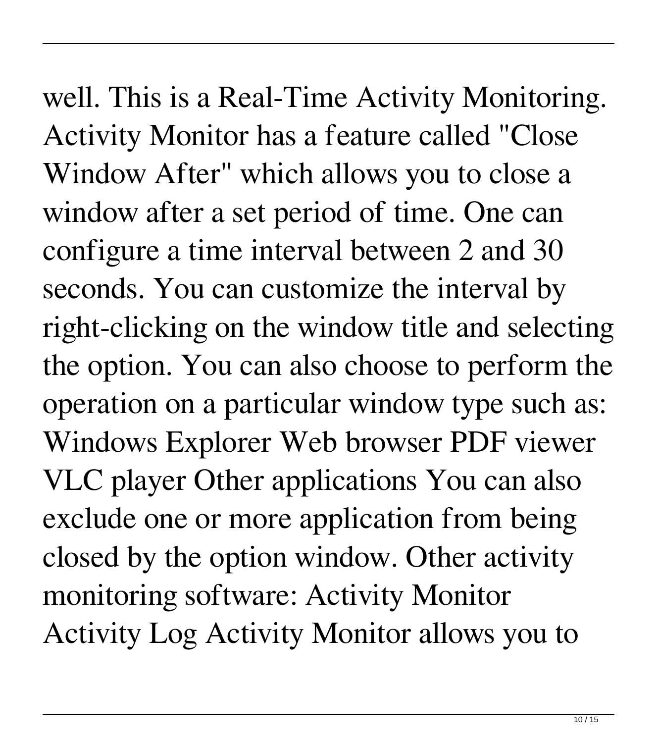well. This is a Real-Time Activity Monitoring. Activity Monitor has a feature called "Close Window After" which allows you to close a window after a set period of time. One can configure a time interval between 2 and 30 seconds. You can customize the interval by right-clicking on the window title and selecting the option. You can also choose to perform the operation on a particular window type such as: Windows Explorer Web browser PDF viewer VLC player Other applications You can also exclude one or more application from being closed by the option window. Other activity monitoring software: Activity Monitor Activity Log Activity Monitor allows you to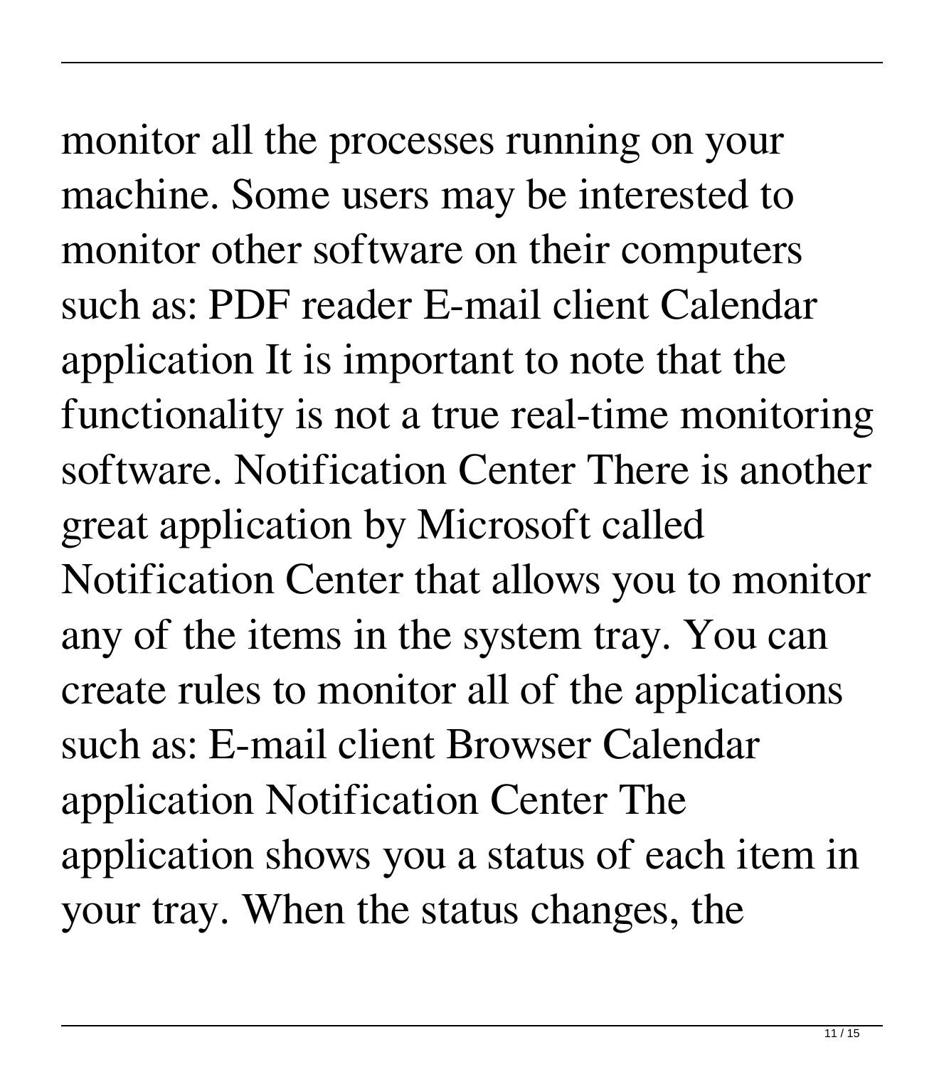monitor all the processes running on your machine. Some users may be interested to monitor other software on their computers such as: PDF reader E-mail client Calendar application It is important to note that the functionality is not a true real-time monitoring software. Notification Center There is another great application by Microsoft called Notification Center that allows you to monitor any of the items in the system tray. You can create rules to monitor all of the applications such as: E-mail client Browser Calendar application Notification Center The application shows you a status of each item in your tray. When the status changes, the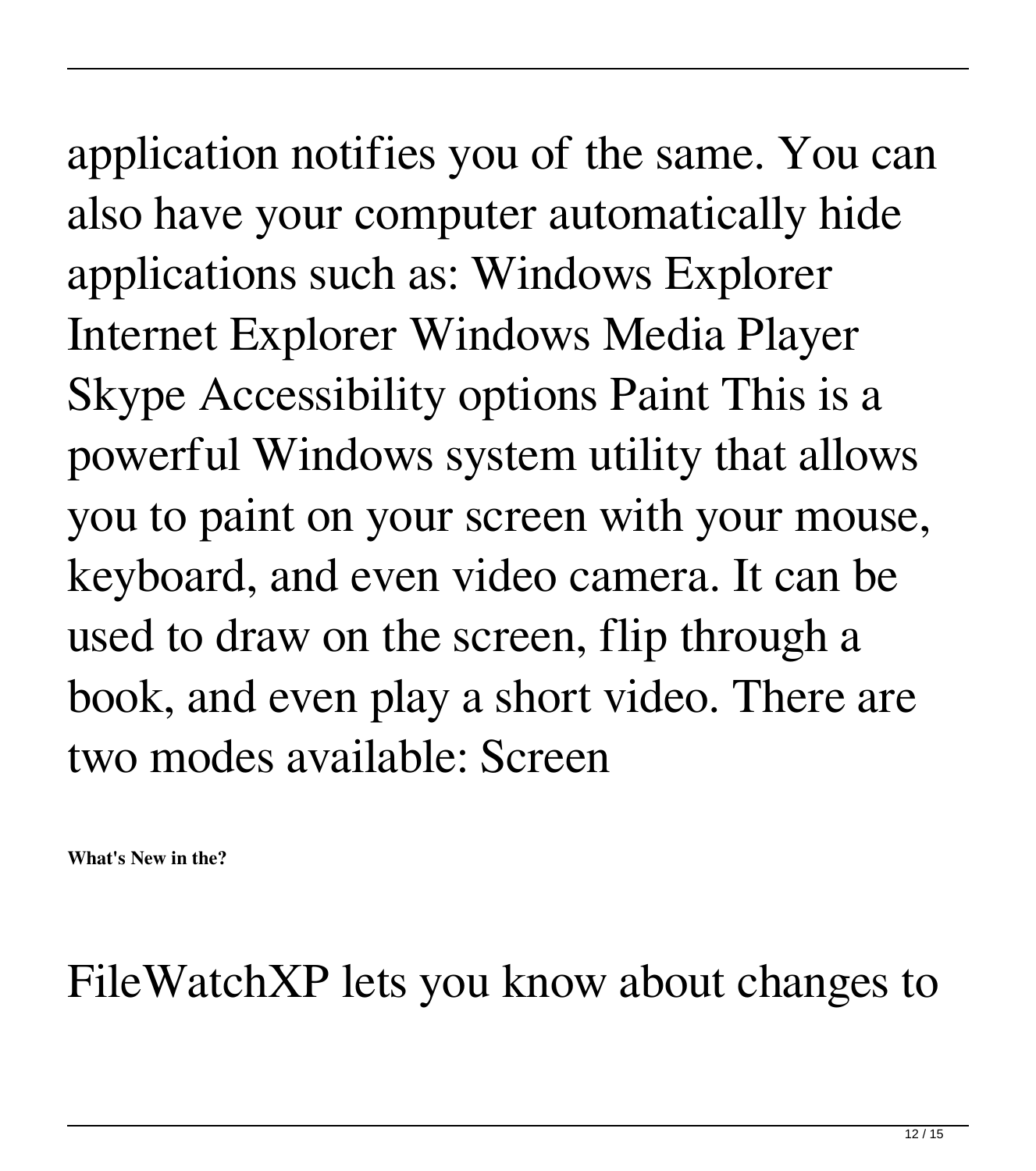application notifies you of the same. You can also have your computer automatically hide applications such as: Windows Explorer Internet Explorer Windows Media Player Skype Accessibility options Paint This is a powerful Windows system utility that allows you to paint on your screen with your mouse, keyboard, and even video camera. It can be used to draw on the screen, flip through a book, and even play a short video. There are two modes available: Screen

**What's New in the?**

FileWatchXP lets you know about changes to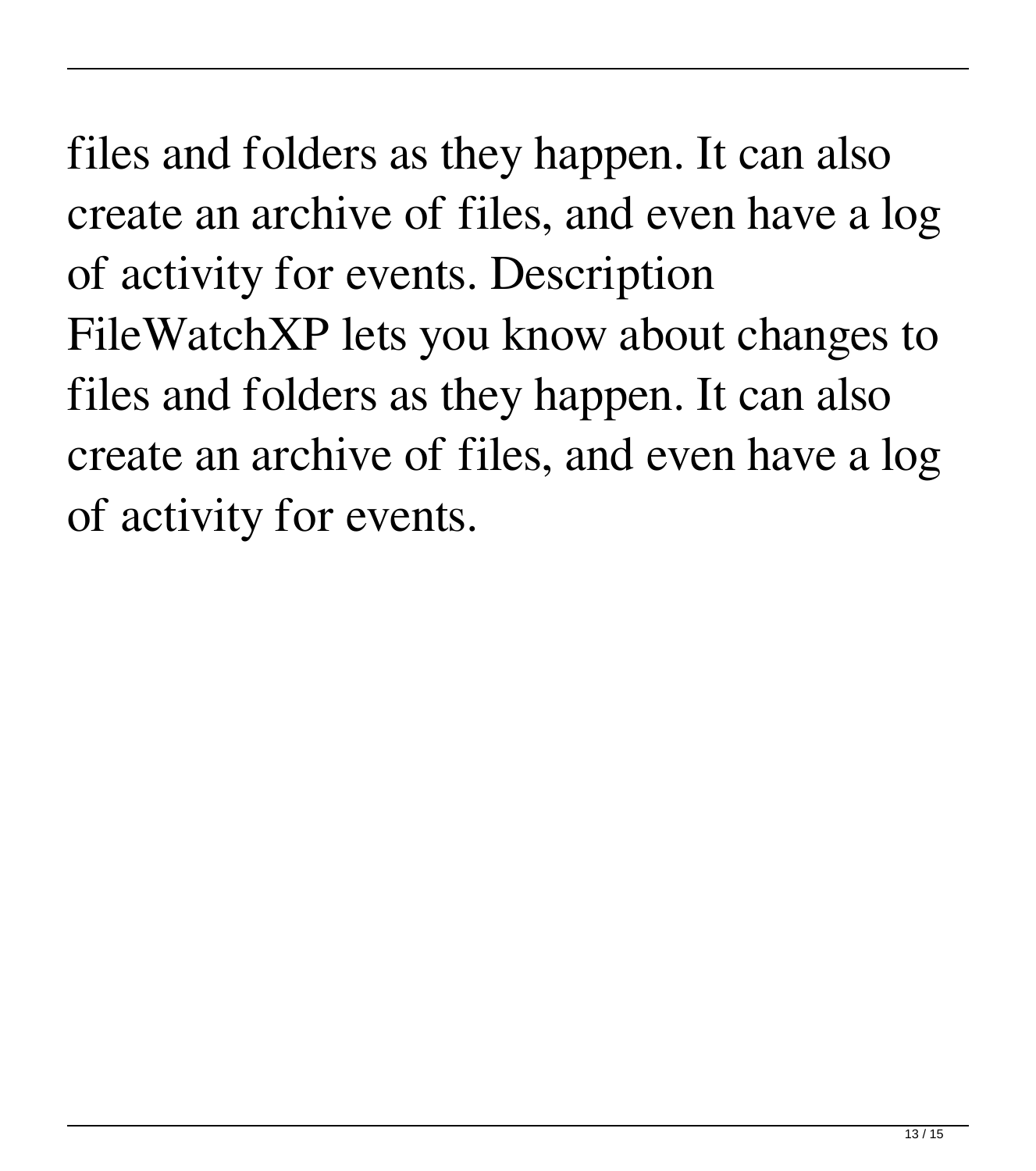files and folders as they happen. It can also create an archive of files, and even have a log of activity for events. Description FileWatchXP lets you know about changes to files and folders as they happen. It can also create an archive of files, and even have a log of activity for events.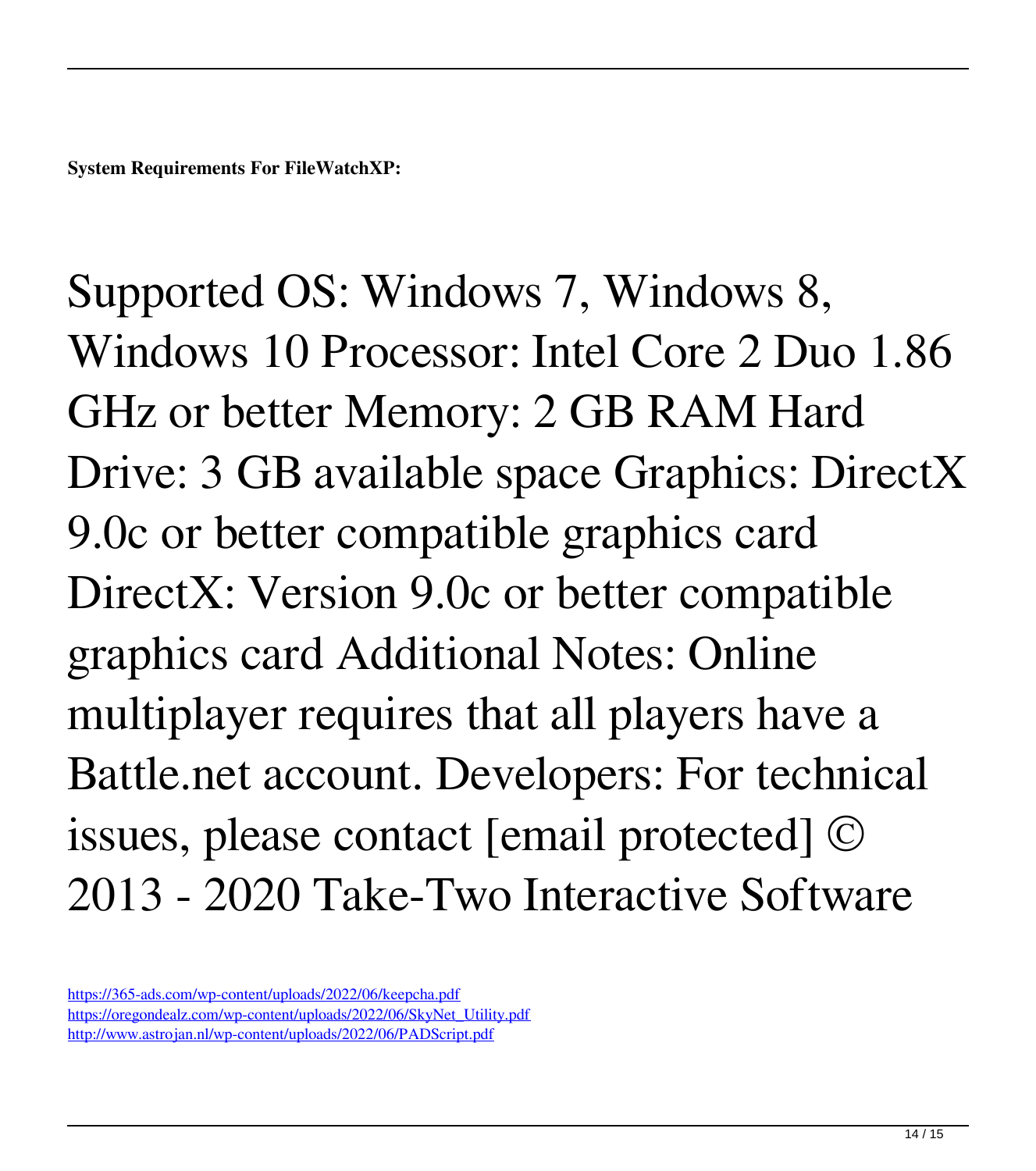**System Requirements For FileWatchXP:**

Supported OS: Windows 7, Windows 8, Windows 10 Processor: Intel Core 2 Duo 1.86 GHz or better Memory: 2 GB RAM Hard Drive: 3 GB available space Graphics: DirectX 9.0c or better compatible graphics card DirectX: Version 9.0c or better compatible graphics card Additional Notes: Online multiplayer requires that all players have a Battle.net account. Developers: For technical issues, please contact [email protected] © 2013 - 2020 Take-Two Interactive Software

https://365-ads.com/wp-content/uploads/2022/06/keepcha.pdf
https://oregondealz.com/wp-content/uploads/2022/06/SkyNet_Utility.pdf
http://www.astrojan.nl/wp-content/uploads/2022/06/PADScript.pdf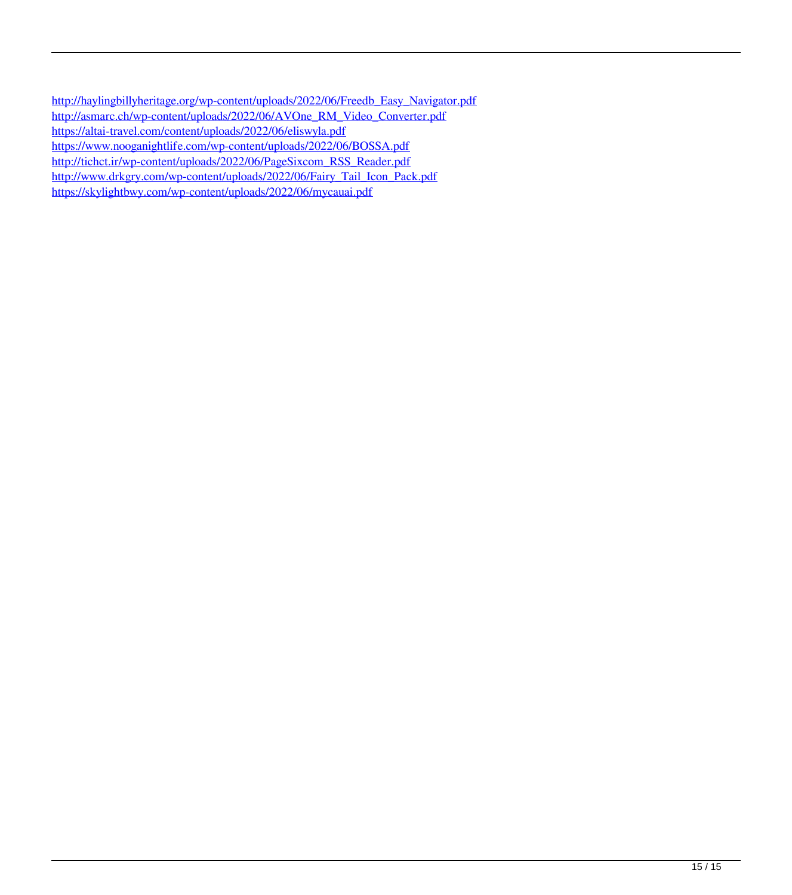http://haylingbillyheritage.org/wp-content/uploads/2022/06/Freedb_Easy_Navigator.pdf
http://asmarc.ch/wp-content/uploads/2022/06/AVOne_RM_Video_Converter.pdf
https://altai-travel.com/content/uploads/2022/06/eliswyla.pdf
https://www.nooganightlife.com/wp-content/uploads/2022/06/BOSSA.pdf
http://tichct.ir/wp-content/uploads/2022/06/PageSixcom_RSS_Reader.pdf
http://www.drkgry.com/wp-content/uploads/2022/06/Fairy_Tail_Icon_Pack.pdf
https://skylightbwy.com/wp-content/uploads/2022/06/mycauai.pdf